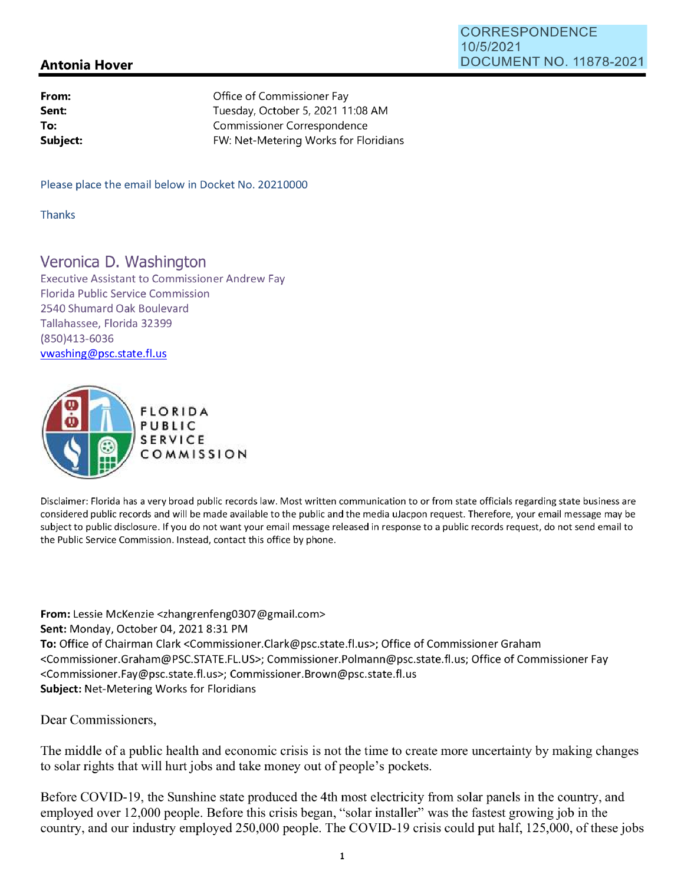CORRESPONDENCE
10/5/2021
DOCUMENT NO. 11878-2021

**Antonia Hover**

| | |
|---|---|
| **From:** | Office of Commissioner Fay |
| **Sent:** | Tuesday, October 5, 2021 11:08 AM |
| **To:** | Commissioner Correspondence |
| **Subject:** | FW: Net-Metering Works for Floridians |

Please place the email below in Docket No. 20210000

Thanks

Veronica D. Washington
Executive Assistant to Commissioner Andrew Fay
Florida Public Service Commission
2540 Shumard Oak Boulevard
Tallahassee, Florida 32399
(850)413-6036
vwashing@psc.state.fl.us

FLORIDA PUBLIC SERVICE COMMISSION

Disclaimer: Florida has a very broad public records law. Most written communication to or from state officials regarding state business are considered public records and will be made available to the public and the media uJacpon request. Therefore, your email message may be subject to public disclosure. If you do not want your email message released in response to a public records request, do not send email to the Public Service Commission. Instead, contact this office by phone.

**From:** Lessie McKenzie <zhangrenfeng0307@gmail.com>
**Sent:** Monday, October 04, 2021 8:31 PM
**To:** Office of Chairman Clark <Commissioner.Clark@psc.state.fl.us>; Office of Commissioner Graham <Commissioner.Graham@PSC.STATE.FL.US>; Commissioner.Polmann@psc.state.fl.us; Office of Commissioner Fay <Commissioner.Fay@psc.state.fl.us>; Commissioner.Brown@psc.state.fl.us
**Subject:** Net-Metering Works for Floridians

Dear Commissioners,

The middle of a public health and economic crisis is not the time to create more uncertainty by making changes to solar rights that will hurt jobs and take money out of people's pockets.

Before COVID-19, the Sunshine state produced the 4th most electricity from solar panels in the country, and employed over 12,000 people. Before this crisis began, "solar installer" was the fastest growing job in the country, and our industry employed 250,000 people. The COVID-19 crisis could put half, 125,000, of these jobs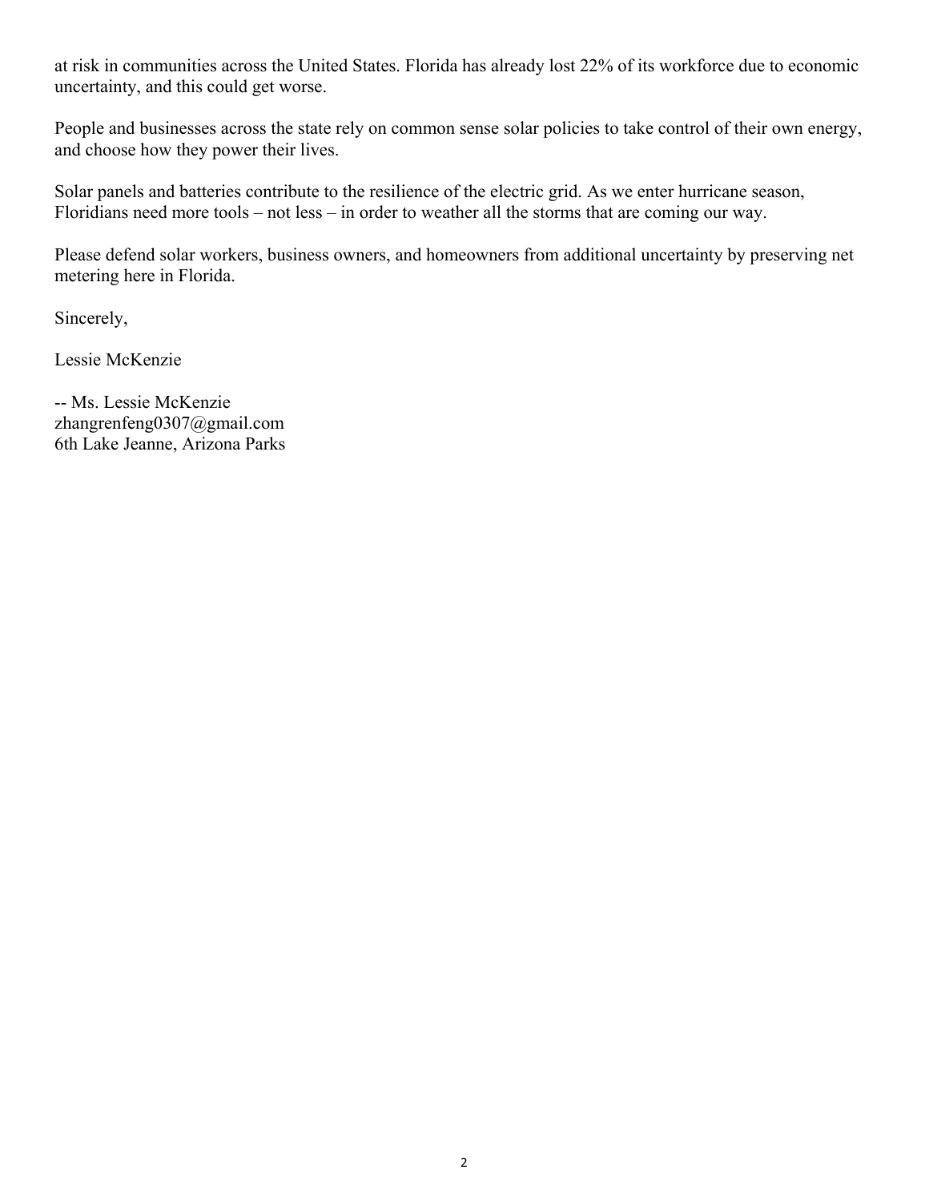at risk in communities across the United States. Florida has already lost 22% of its workforce due to economic uncertainty, and this could get worse.

People and businesses across the state rely on common sense solar policies to take control of their own energy, and choose how they power their lives.

Solar panels and batteries contribute to the resilience of the electric grid. As we enter hurricane season, Floridians need more tools – not less – in order to weather all the storms that are coming our way.

Please defend solar workers, business owners, and homeowners from additional uncertainty by preserving net metering here in Florida.

Sincerely,

Lessie McKenzie

-- Ms. Lessie McKenzie
zhangrenfeng0307@gmail.com
6th Lake Jeanne, Arizona Parks